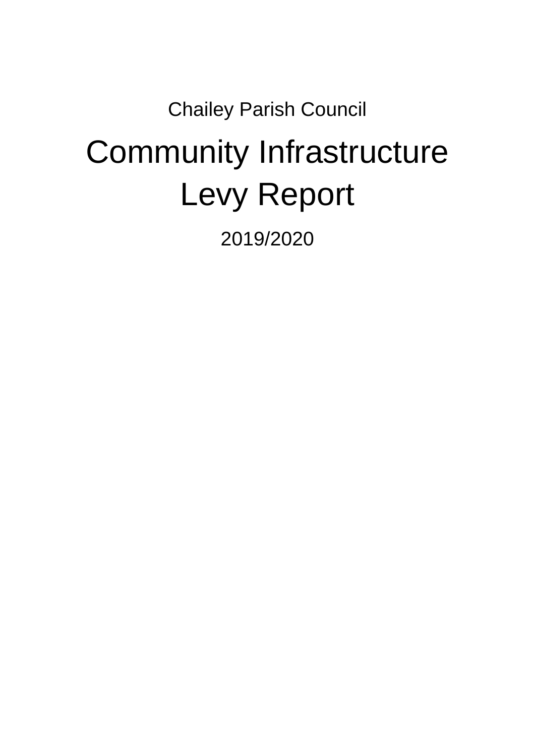Chailey Parish Council

# Community Infrastructure Levy Report

2019/2020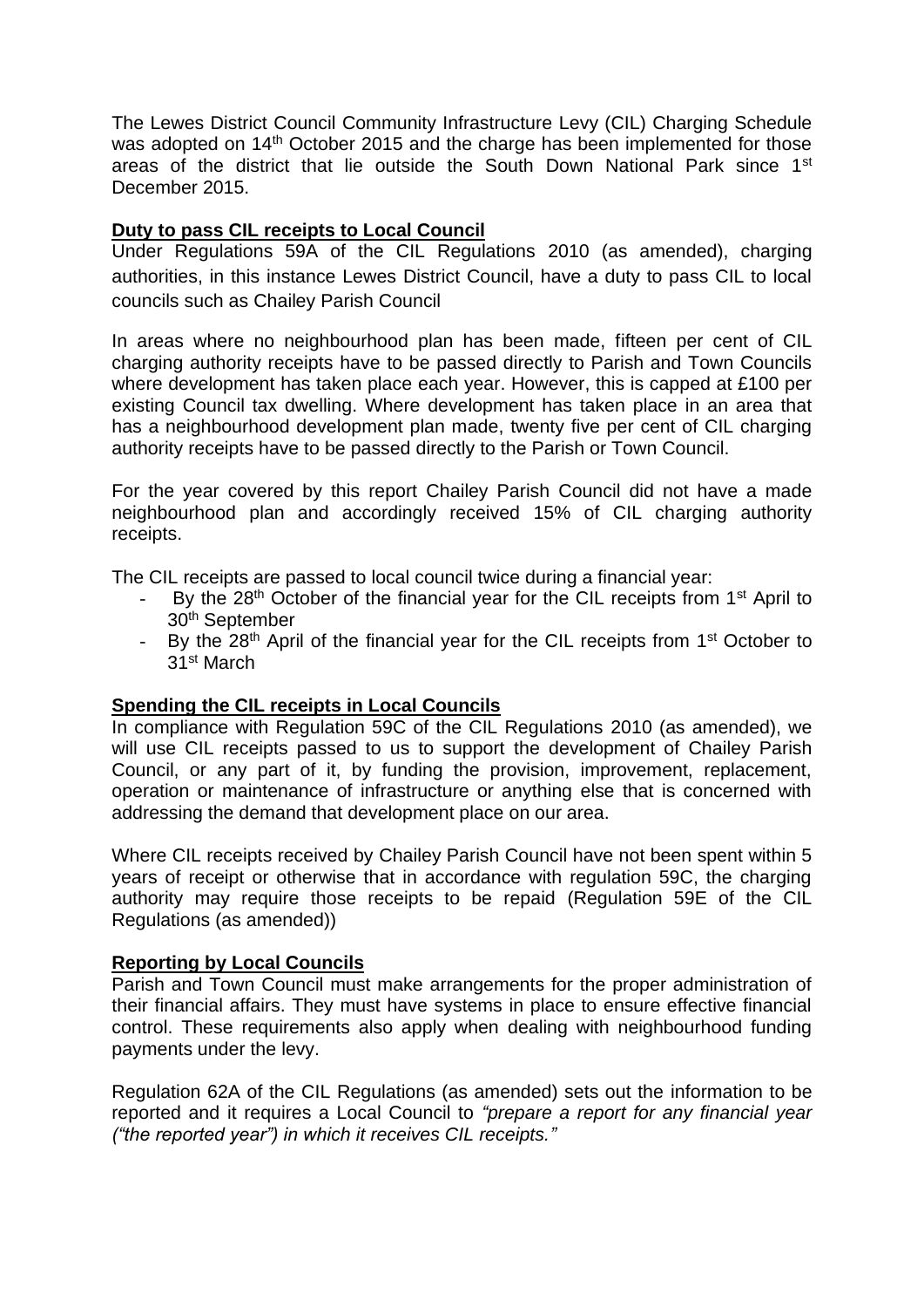The Lewes District Council Community Infrastructure Levy (CIL) Charging Schedule was adopted on 14th October 2015 and the charge has been implemented for those areas of the district that lie outside the South Down National Park since 1st December 2015.

**Duty to pass CIL receipts to Local Council**

Under Regulations 59A of the CIL Regulations 2010 (as amended), charging authorities, in this instance Lewes District Council, have a duty to pass CIL to local councils such as Chailey Parish Council

In areas where no neighbourhood plan has been made, fifteen per cent of CIL charging authority receipts have to be passed directly to Parish and Town Councils where development has taken place each year. However, this is capped at £100 per existing Council tax dwelling. Where development has taken place in an area that has a neighbourhood development plan made, twenty five per cent of CIL charging authority receipts have to be passed directly to the Parish or Town Council.

For the year covered by this report Chailey Parish Council did not have a made neighbourhood plan and accordingly received 15% of CIL charging authority receipts.

The CIL receipts are passed to local council twice during a financial year:

- By the 28th October of the financial year for the CIL receipts from 1st April to 30th September
- By the 28th April of the financial year for the CIL receipts from 1st October to 31st March

**Spending the CIL receipts in Local Councils**

In compliance with Regulation 59C of the CIL Regulations 2010 (as amended), we will use CIL receipts passed to us to support the development of Chailey Parish Council, or any part of it, by funding the provision, improvement, replacement, operation or maintenance of infrastructure or anything else that is concerned with addressing the demand that development place on our area.

Where CIL receipts received by Chailey Parish Council have not been spent within 5 years of receipt or otherwise that in accordance with regulation 59C, the charging authority may require those receipts to be repaid (Regulation 59E of the CIL Regulations (as amended))

**Reporting by Local Councils**

Parish and Town Council must make arrangements for the proper administration of their financial affairs. They must have systems in place to ensure effective financial control. These requirements also apply when dealing with neighbourhood funding payments under the levy.

Regulation 62A of the CIL Regulations (as amended) sets out the information to be reported and it requires a Local Council to *"prepare a report for any financial year ("the reported year") in which it receives CIL receipts."*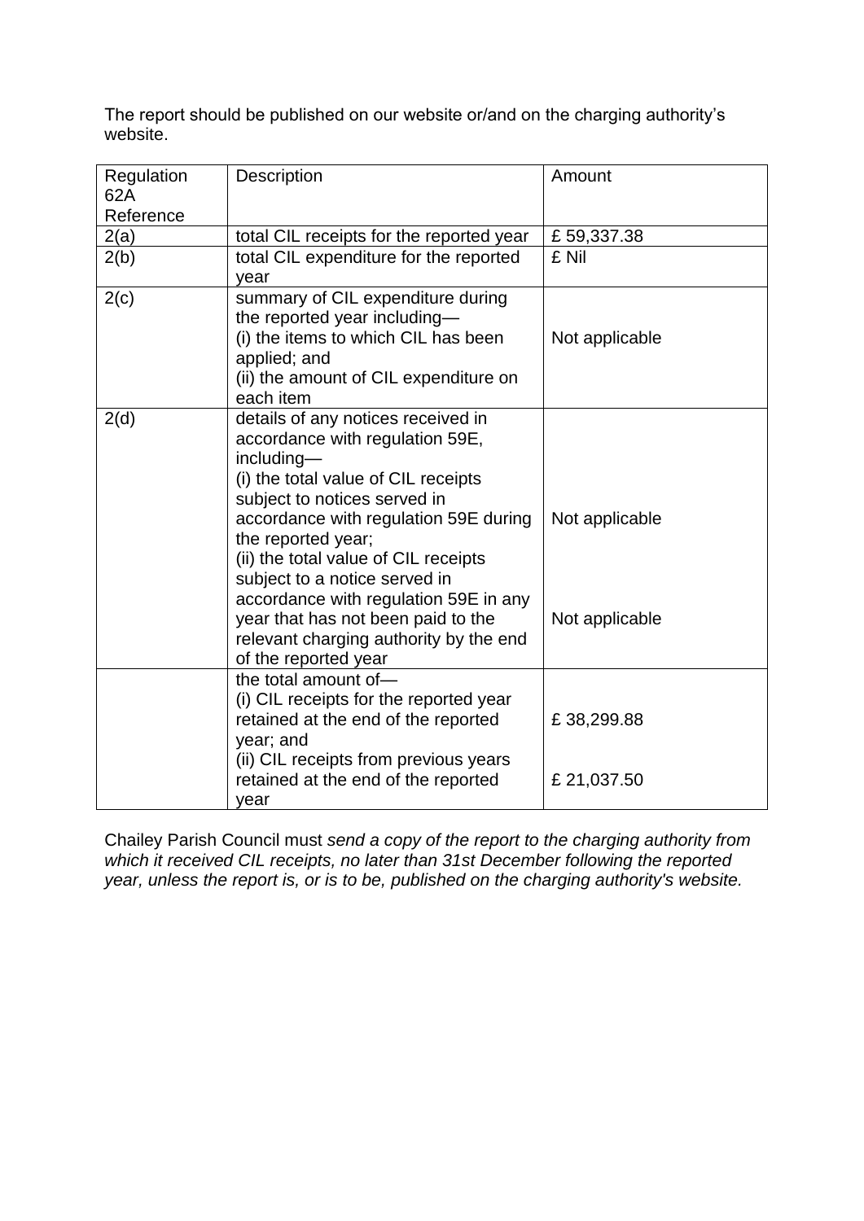The report should be published on our website or/and on the charging authority's website.

| Regulation 62A Reference | Description | Amount |
|---|---|---|
| 2(a) | total CIL receipts for the reported year | £ 59,337.38 |
| 2(b) | total CIL expenditure for the reported year | £ Nil |
| 2(c) | summary of CIL expenditure during the reported year including—<br>(i) the items to which CIL has been applied; and<br>(ii) the amount of CIL expenditure on each item | Not applicable |
| 2(d) | details of any notices received in accordance with regulation 59E, including—<br>(i) the total value of CIL receipts subject to notices served in accordance with regulation 59E during the reported year;<br>(ii) the total value of CIL receipts subject to a notice served in accordance with regulation 59E in any year that has not been paid to the relevant charging authority by the end of the reported year | Not applicable<br><br>Not applicable |
| | the total amount of—<br>(i) CIL receipts for the reported year retained at the end of the reported year; and<br>(ii) CIL receipts from previous years retained at the end of the reported year | £ 38,299.88<br><br>£ 21,037.50 |

Chailey Parish Council must *send a copy of the report to the charging authority from which it received CIL receipts, no later than 31st December following the reported year, unless the report is, or is to be, published on the charging authority's website.*